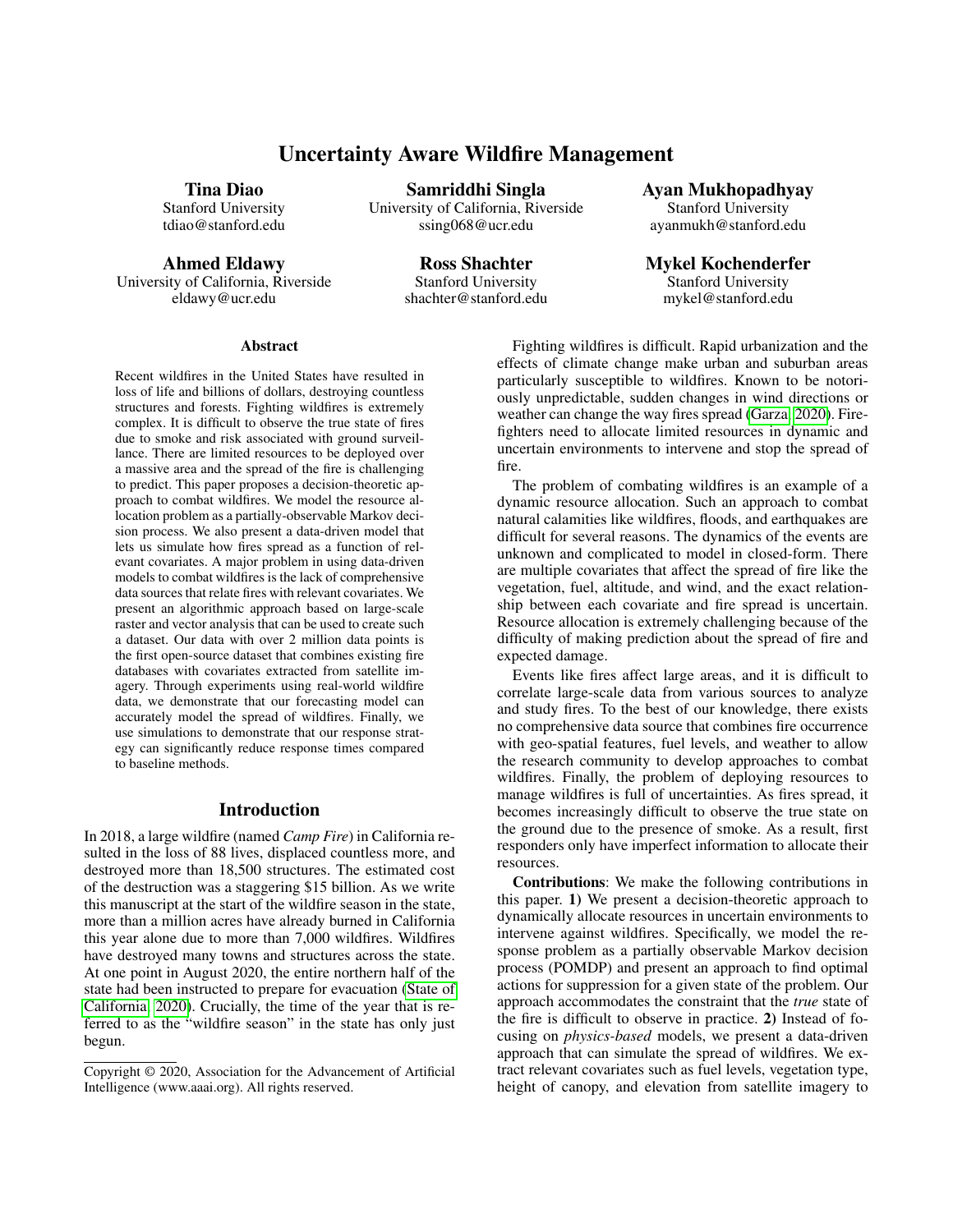# Uncertainty Aware Wildfire Management

**Tina Diao**
Stanford University
tdiao@stanford.edu

**Samriddhi Singla**
University of California, Riverside
ssing068@ucr.edu

**Ayan Mukhopadhyay**
Stanford University
ayanmukh@stanford.edu

**Ahmed Eldawy**
University of California, Riverside
eldawy@ucr.edu

**Ross Shachter**
Stanford University
shachter@stanford.edu

**Mykel Kochenderfer**
Stanford University
mykel@stanford.edu

## Abstract

Recent wildfires in the United States have resulted in loss of life and billions of dollars, destroying countless structures and forests. Fighting wildfires is extremely complex. It is difficult to observe the true state of fires due to smoke and risk associated with ground surveillance. There are limited resources to be deployed over a massive area and the spread of the fire is challenging to predict. This paper proposes a decision-theoretic approach to combat wildfires. We model the resource allocation problem as a partially-observable Markov decision process. We also present a data-driven model that lets us simulate how fires spread as a function of relevant covariates. A major problem in using data-driven models to combat wildfires is the lack of comprehensive data sources that relate fires with relevant covariates. We present an algorithmic approach based on large-scale raster and vector analysis that can be used to create such a dataset. Our data with over 2 million data points is the first open-source dataset that combines existing fire databases with covariates extracted from satellite imagery. Through experiments using real-world wildfire data, we demonstrate that our forecasting model can accurately model the spread of wildfires. Finally, we use simulations to demonstrate that our response strategy can significantly reduce response times compared to baseline methods.

## Introduction

In 2018, a large wildfire (named *Camp Fire*) in California resulted in the loss of 88 lives, displaced countless more, and destroyed more than 18,500 structures. The estimated cost of the destruction was a staggering $15 billion. As we write this manuscript at the start of the wildfire season in the state, more than a million acres have already burned in California this year alone due to more than 7,000 wildfires. Wildfires have destroyed many towns and structures across the state. At one point in August 2020, the entire northern half of the state had been instructed to prepare for evacuation (State of California 2020). Crucially, the time of the year that is referred to as the "wildfire season" in the state has only just begun.

Fighting wildfires is difficult. Rapid urbanization and the effects of climate change make urban and suburban areas particularly susceptible to wildfires. Known to be notoriously unpredictable, sudden changes in wind directions or weather can change the way fires spread (Garza 2020). Firefighters need to allocate limited resources in dynamic and uncertain environments to intervene and stop the spread of fire.

The problem of combating wildfires is an example of a dynamic resource allocation. Such an approach to combat natural calamities like wildfires, floods, and earthquakes are difficult for several reasons. The dynamics of the events are unknown and complicated to model in closed-form. There are multiple covariates that affect the spread of fire like the vegetation, fuel, altitude, and wind, and the exact relationship between each covariate and fire spread is uncertain. Resource allocation is extremely challenging because of the difficulty of making prediction about the spread of fire and expected damage.

Events like fires affect large areas, and it is difficult to correlate large-scale data from various sources to analyze and study fires. To the best of our knowledge, there exists no comprehensive data source that combines fire occurrence with geo-spatial features, fuel levels, and weather to allow the research community to develop approaches to combat wildfires. Finally, the problem of deploying resources to manage wildfires is full of uncertainties. As fires spread, it becomes increasingly difficult to observe the true state on the ground due to the presence of smoke. As a result, first responders only have imperfect information to allocate their resources.

**Contributions**: We make the following contributions in this paper. **1)** We present a decision-theoretic approach to dynamically allocate resources in uncertain environments to intervene against wildfires. Specifically, we model the response problem as a partially observable Markov decision process (POMDP) and present an approach to find optimal actions for suppression for a given state of the problem. Our approach accommodates the constraint that the *true* state of the fire is difficult to observe in practice. **2)** Instead of focusing on *physics-based* models, we present a data-driven approach that can simulate the spread of wildfires. We extract relevant covariates such as fuel levels, vegetation type, height of canopy, and elevation from satellite imagery to

Copyright © 2020, Association for the Advancement of Artificial Intelligence (www.aaai.org). All rights reserved.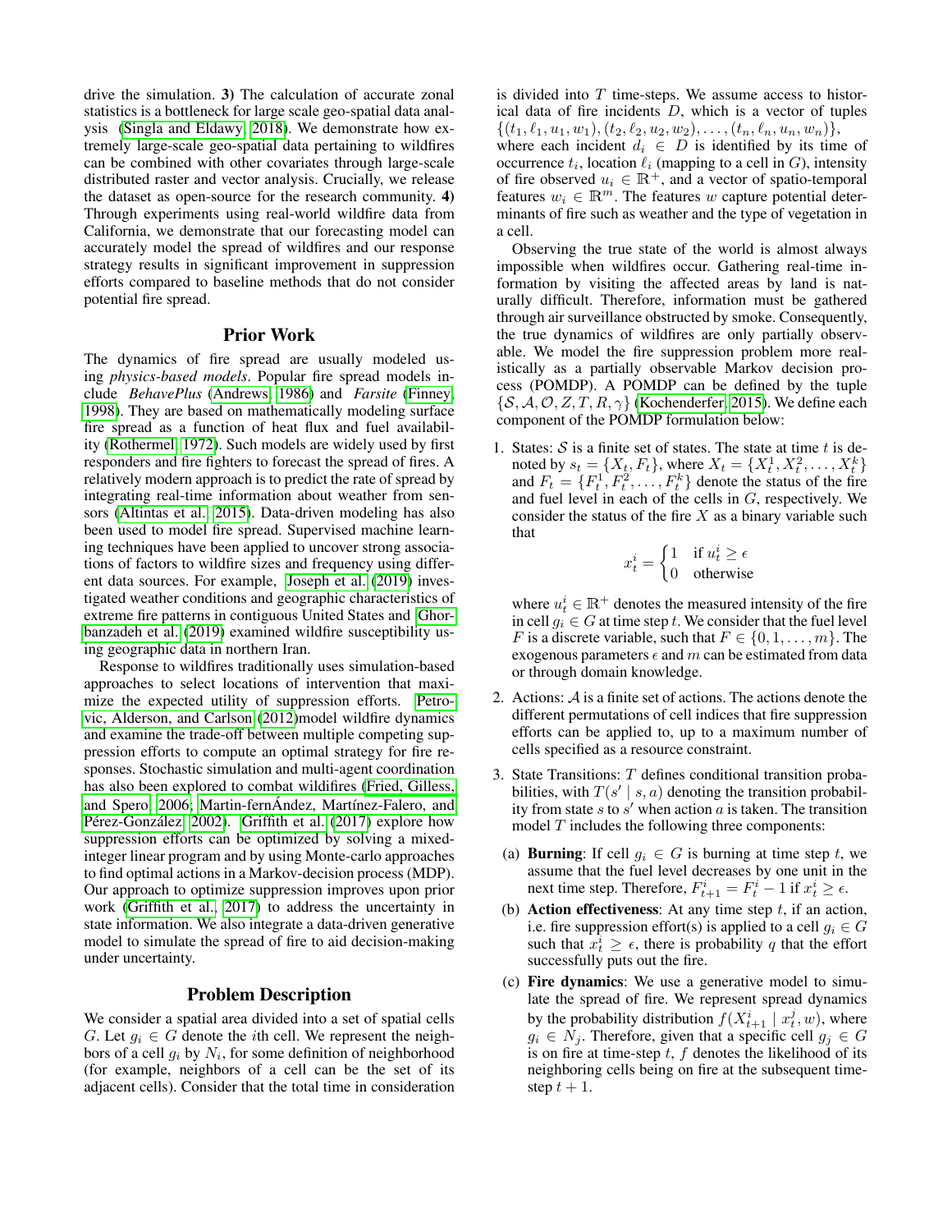drive the simulation. **3)** The calculation of accurate zonal statistics is a bottleneck for large scale geo-spatial data analysis (Singla and Eldawy 2018). We demonstrate how extremely large-scale geo-spatial data pertaining to wildfires can be combined with other covariates through large-scale distributed raster and vector analysis. Crucially, we release the dataset as open-source for the research community. **4)** Through experiments using real-world wildfire data from California, we demonstrate that our forecasting model can accurately model the spread of wildfires and our response strategy results in significant improvement in suppression efforts compared to baseline methods that do not consider potential fire spread.

## Prior Work

The dynamics of fire spread are usually modeled using *physics-based models*. Popular fire spread models include *BehavePlus* (Andrews 1986) and *Farsite* (Finney 1998). They are based on mathematically modeling surface fire spread as a function of heat flux and fuel availability (Rothermel 1972). Such models are widely used by first responders and fire fighters to forecast the spread of fires. A relatively modern approach is to predict the rate of spread by integrating real-time information about weather from sensors (Altintas et al. 2015). Data-driven modeling has also been used to model fire spread. Supervised machine learning techniques have been applied to uncover strong associations of factors to wildfire sizes and frequency using different data sources. For example, Joseph et al. (2019) investigated weather conditions and geographic characteristics of extreme fire patterns in contiguous United States and Ghorbanzadeh et al. (2019) examined wildfire susceptibility using geographic data in northern Iran.

Response to wildfires traditionally uses simulation-based approaches to select locations of intervention that maximize the expected utility of suppression efforts. Petrovic, Alderson, and Carlson (2012)model wildfire dynamics and examine the trade-off between multiple competing suppression efforts to compute an optimal strategy for fire responses. Stochastic simulation and multi-agent coordination has also been explored to combat wildfires (Fried, Gilless, and Spero 2006; Martin-fernÁndez, Martínez-Falero, and Pérez-González 2002). Griffith et al. (2017) explore how suppression efforts can be optimized by solving a mixed-integer linear program and by using Monte-carlo approaches to find optimal actions in a Markov-decision process (MDP). Our approach to optimize suppression improves upon prior work (Griffith et al. 2017) to address the uncertainty in state information. We also integrate a data-driven generative model to simulate the spread of fire to aid decision-making under uncertainty.

## Problem Description

We consider a spatial area divided into a set of spatial cells $G$. Let $g_i \in G$ denote the $i$th cell. We represent the neighbors of a cell $g_i$ by $N_i$, for some definition of neighborhood (for example, neighbors of a cell can be the set of its adjacent cells). Consider that the total time in consideration is divided into $T$ time-steps. We assume access to historical data of fire incidents $D$, which is a vector of tuples $\{(t_1, \ell_1, u_1, w_1), (t_2, \ell_2, u_2, w_2), \ldots, (t_n, \ell_n, u_n, w_n)\}$, where each incident $d_i \in D$ is identified by its time of occurrence $t_i$, location $\ell_i$ (mapping to a cell in $G$), intensity of fire observed $u_i \in \mathbb{R}^+$, and a vector of spatio-temporal features $w_i \in \mathbb{R}^m$. The features $w$ capture potential determinants of fire such as weather and the type of vegetation in a cell.

Observing the true state of the world is almost always impossible when wildfires occur. Gathering real-time information by visiting the affected areas by land is naturally difficult. Therefore, information must be gathered through air surveillance obstructed by smoke. Consequently, the true dynamics of wildfires are only partially observable. We model the fire suppression problem more realistically as a partially observable Markov decision process (POMDP). A POMDP can be defined by the tuple $\{\mathcal{S}, \mathcal{A}, \mathcal{O}, Z, T, R, \gamma\}$ (Kochenderfer 2015). We define each component of the POMDP formulation below:

1. States: $\mathcal{S}$ is a finite set of states. The state at time $t$ is denoted by $s_t = \{X_t, F_t\}$, where $X_t = \{X_t^1, X_t^2, \ldots, X_t^k\}$ and $F_t = \{F_t^1, F_t^2, \ldots, F_t^k\}$ denote the status of the fire and fuel level in each of the cells in $G$, respectively. We consider the status of the fire $X$ as a binary variable such that

$$x_t^i = \begin{cases} 1 & \text{if } u_t^i \geq \epsilon \\ 0 & \text{otherwise} \end{cases}$$

   where $u_t^i \in \mathbb{R}^+$ denotes the measured intensity of the fire in cell $g_i \in G$ at time step $t$. We consider that the fuel level $F$ is a discrete variable, such that $F \in \{0, 1, \ldots, m\}$. The exogenous parameters $\epsilon$ and $m$ can be estimated from data or through domain knowledge.

2. Actions: $\mathcal{A}$ is a finite set of actions. The actions denote the different permutations of cell indices that fire suppression efforts can be applied to, up to a maximum number of cells specified as a resource constraint.

3. State Transitions: $T$ defines conditional transition probabilities, with $T(s' \mid s, a)$ denoting the transition probability from state $s$ to $s'$ when action $a$ is taken. The transition model $T$ includes the following three components:

   (a) **Burning**: If cell $g_i \in G$ is burning at time step $t$, we assume that the fuel level decreases by one unit in the next time step. Therefore, $F_{t+1}^i = F_t^i - 1$ if $x_t^i \geq \epsilon$.

   (b) **Action effectiveness**: At any time step $t$, if an action, i.e. fire suppression effort(s) is applied to a cell $g_i \in G$ such that $x_t^i \geq \epsilon$, there is probability $q$ that the effort successfully puts out the fire.

   (c) **Fire dynamics**: We use a generative model to simulate the spread of fire. We represent spread dynamics by the probability distribution $f(X_{t+1}^i \mid x_t^j, w)$, where $g_i \in N_j$. Therefore, given that a specific cell $g_j \in G$ is on fire at time-step $t$, $f$ denotes the likelihood of its neighboring cells being on fire at the subsequent time-step $t+1$.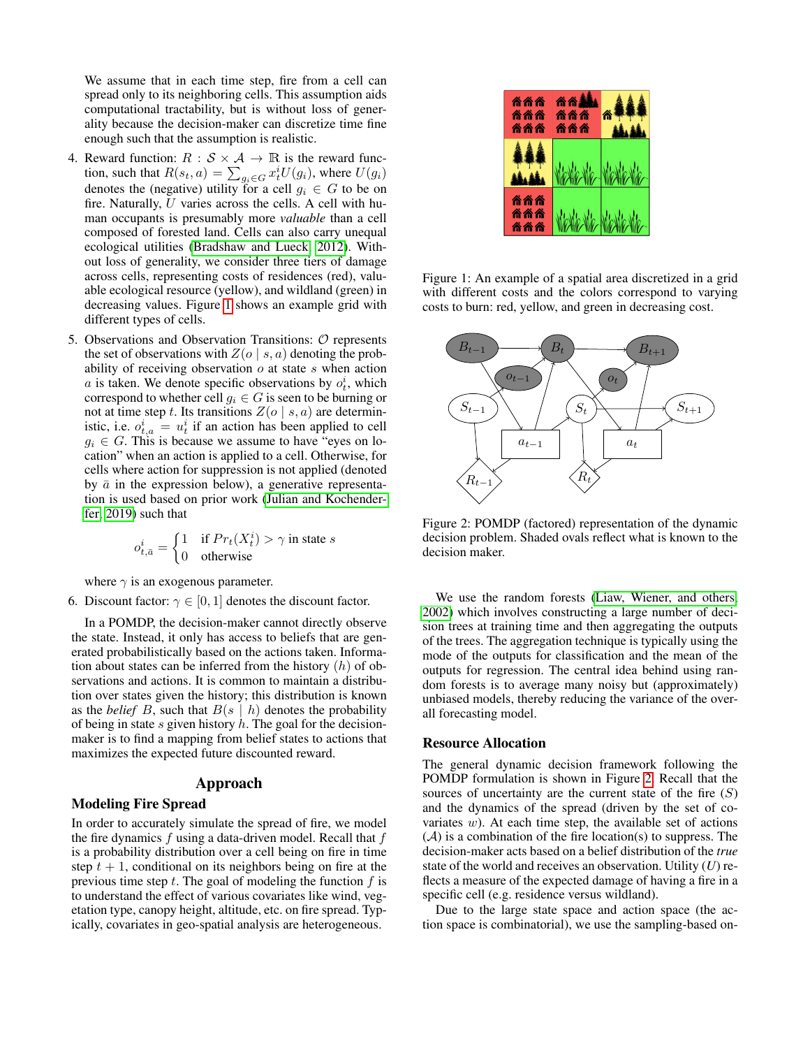We assume that in each time step, fire from a cell can spread only to its neighboring cells. This assumption aids computational tractability, but is without loss of generality because the decision-maker can discretize time fine enough such that the assumption is realistic.

4. Reward function: $R : \mathcal{S} \times \mathcal{A} \rightarrow \mathbb{R}$ is the reward function, such that $R(s_t, a) = \sum_{g_i \in G} x_t^i U(g_i)$, where $U(g_i)$ denotes the (negative) utility for a cell $g_i \in G$ to be on fire. Naturally, $U$ varies across the cells. A cell with human occupants is presumably more *valuable* than a cell composed of forested land. Cells can also carry unequal ecological utilities (Bradshaw and Lueck 2012). Without loss of generality, we consider three tiers of damage across cells, representing costs of residences (red), valuable ecological resource (yellow), and wildland (green) in decreasing values. Figure 1 shows an example grid with different types of cells.

5. Observations and Observation Transitions: $\mathcal{O}$ represents the set of observations with $Z(o \mid s, a)$ denoting the probability of receiving observation $o$ at state $s$ when action $a$ is taken. We denote specific observations by $o_t^i$, which correspond to whether cell $g_i \in G$ is seen to be burning or not at time step $t$. Its transitions $Z(o \mid s, a)$ are deterministic, i.e. $o_{t,a}^i = u_t^i$ if an action has been applied to cell $g_i \in G$. This is because we assume to have "eyes on location" when an action is applied to a cell. Otherwise, for cells where action for suppression is not applied (denoted by $\bar{a}$ in the expression below), a generative representation is used based on prior work (Julian and Kochenderfer 2019) such that

$$o_{t,\bar{a}}^i = \begin{cases} 1 & \text{if } Pr_t(X_t^i) > \gamma \text{ in state } s \\ 0 & \text{otherwise} \end{cases}$$

where $\gamma$ is an exogenous parameter.

6. Discount factor: $\gamma \in [0, 1]$ denotes the discount factor.

In a POMDP, the decision-maker cannot directly observe the state. Instead, it only has access to beliefs that are generated probabilistically based on the actions taken. Information about states can be inferred from the history $(h)$ of observations and actions. It is common to maintain a distribution over states given the history; this distribution is known as the *belief* $B$, such that $B(s \mid h)$ denotes the probability of being in state $s$ given history $h$. The goal for the decision-maker is to find a mapping from belief states to actions that maximizes the expected future discounted reward.

## Approach

### Modeling Fire Spread

In order to accurately simulate the spread of fire, we model the fire dynamics $f$ using a data-driven model. Recall that $f$ is a probability distribution over a cell being on fire in time step $t + 1$, conditional on its neighbors being on fire at the previous time step $t$. The goal of modeling the function $f$ is to understand the effect of various covariates like wind, vegetation type, canopy height, altitude, etc. on fire spread. Typically, covariates in geo-spatial analysis are heterogeneous.

Figure 1: An example of a spatial area discretized in a grid with different costs and the colors correspond to varying costs to burn: red, yellow, and green in decreasing cost.

Figure 2: POMDP (factored) representation of the dynamic decision problem. Shaded ovals reflect what is known to the decision maker.

We use the random forests (Liaw, Wiener, and others 2002) which involves constructing a large number of decision trees at training time and then aggregating the outputs of the trees. The aggregation technique is typically using the mode of the outputs for classification and the mean of the outputs for regression. The central idea behind using random forests is to average many noisy but (approximately) unbiased models, thereby reducing the variance of the overall forecasting model.

### Resource Allocation

The general dynamic decision framework following the POMDP formulation is shown in Figure 2. Recall that the sources of uncertainty are the current state of the fire $(S)$ and the dynamics of the spread (driven by the set of covariates $w$). At each time step, the available set of actions $(\mathcal{A})$ is a combination of the fire location(s) to suppress. The decision-maker acts based on a belief distribution of the *true* state of the world and receives an observation. Utility $(U)$ reflects a measure of the expected damage of having a fire in a specific cell (e.g. residence versus wildland).

Due to the large state space and action space (the action space is combinatorial), we use the sampling-based on-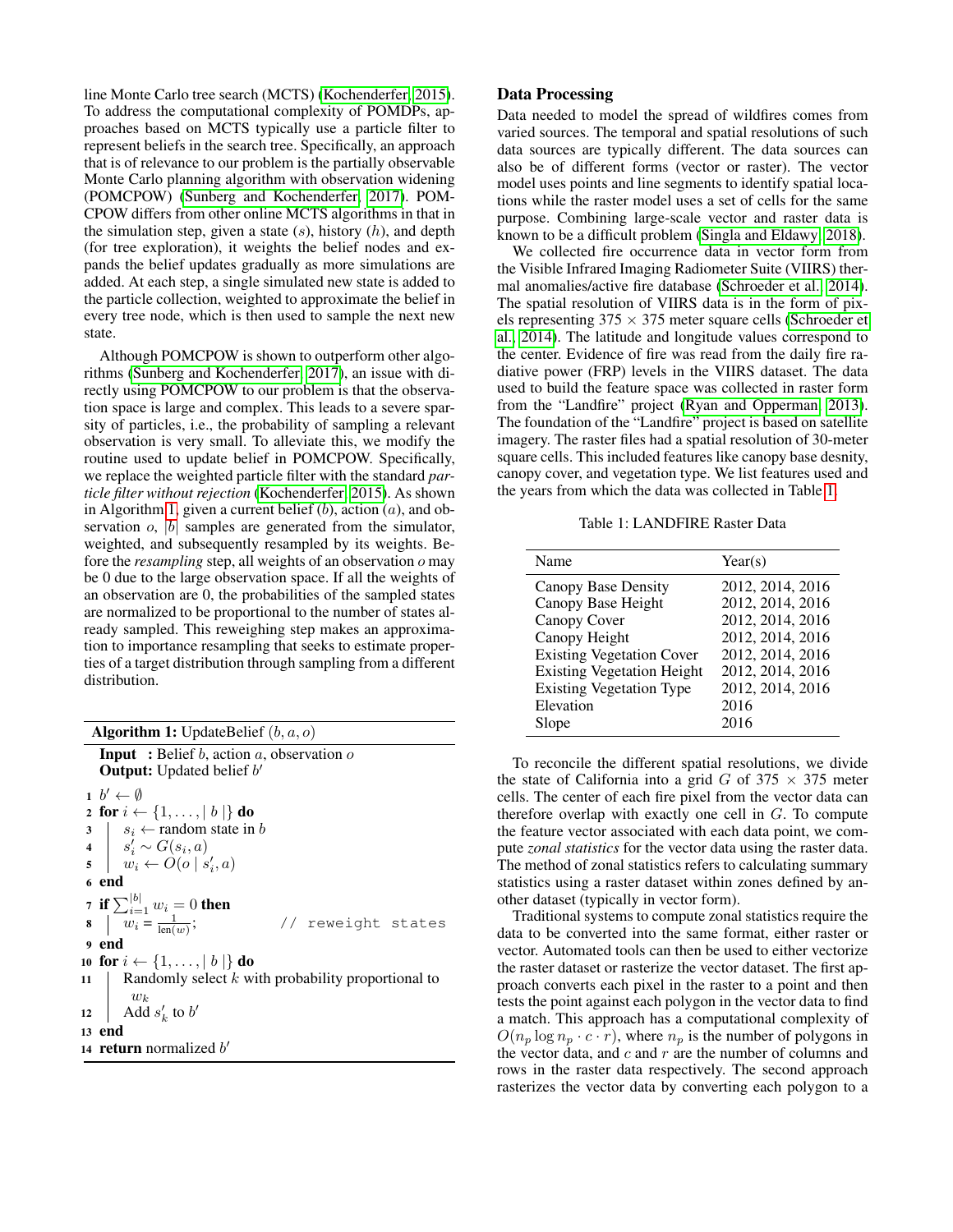line Monte Carlo tree search (MCTS) (Kochenderfer, 2015). To address the computational complexity of POMDPs, approaches based on MCTS typically use a particle filter to represent beliefs in the search tree. Specifically, an approach that is of relevance to our problem is the partially observable Monte Carlo planning algorithm with observation widening (POMCPOW) (Sunberg and Kochenderfer, 2017). POMCPOW differs from other online MCTS algorithms in that in the simulation step, given a state ($s$), history ($h$), and depth (for tree exploration), it weights the belief nodes and expands the belief updates gradually as more simulations are added. At each step, a single simulated new state is added to the particle collection, weighted to approximate the belief in every tree node, which is then used to sample the next new state.

Although POMCPOW is shown to outperform other algorithms (Sunberg and Kochenderfer, 2017), an issue with directly using POMCPOW to our problem is that the observation space is large and complex. This leads to a severe sparsity of particles, i.e., the probability of sampling a relevant observation is very small. To alleviate this, we modify the routine used to update belief in POMCPOW. Specifically, we replace the weighted particle filter with the standard *particle filter without rejection* (Kochenderfer, 2015). As shown in Algorithm 1, given a current belief ($b$), action ($a$), and observation $o$, $|b|$ samples are generated from the simulator, weighted, and subsequently resampled by its weights. Before the *resampling* step, all weights of an observation $o$ may be 0 due to the large observation space. If all the weights of an observation are 0, the probabilities of the sampled states are normalized to be proportional to the number of states already sampled. This reweighing step makes an approximation to importance resampling that seeks to estimate properties of a target distribution through sampling from a different distribution.

**Algorithm 1:** UpdateBelief $(b, a, o)$

**Input :** Belief $b$, action $a$, observation $o$
**Output:** Updated belief $b'$

```
1  b' ← ∅
2  for i ← {1, ..., |b|} do
3      s_i ← random state in b
4      s'_i ~ G(s_i, a)
5      w_i ← O(o | s'_i, a)
6  end
7  if Σ_{i=1}^{|b|} w_i = 0 then
8      w_i = 1/len(w);                    // reweight states
9  end
10 for i ← {1, ..., |b|} do
11     Randomly select k with probability proportional to w_k
12     Add s'_k to b'
13 end
14 return normalized b'
```

## Data Processing

Data needed to model the spread of wildfires comes from varied sources. The temporal and spatial resolutions of such data sources are typically different. The data sources can also be of different forms (vector or raster). The vector model uses points and line segments to identify spatial locations while the raster model uses a set of cells for the same purpose. Combining large-scale vector and raster data is known to be a difficult problem (Singla and Eldawy, 2018).

We collected fire occurrence data in vector form from the Visible Infrared Imaging Radiometer Suite (VIIRS) thermal anomalies/active fire database (Schroeder et al., 2014). The spatial resolution of VIIRS data is in the form of pixels representing $375 \times 375$ meter square cells (Schroeder et al., 2014). The latitude and longitude values correspond to the center. Evidence of fire was read from the daily fire radiative power (FRP) levels in the VIIRS dataset. The data used to build the feature space was collected in raster form from the "Landfire" project (Ryan and Opperman, 2013). The foundation of the "Landfire" project is based on satellite imagery. The raster files had a spatial resolution of 30-meter square cells. This included features like canopy base desnity, canopy cover, and vegetation type. We list features used and the years from which the data was collected in Table 1.

Table 1: LANDFIRE Raster Data

| Name | Year(s) |
|---|---|
| Canopy Base Density | 2012, 2014, 2016 |
| Canopy Base Height | 2012, 2014, 2016 |
| Canopy Cover | 2012, 2014, 2016 |
| Canopy Height | 2012, 2014, 2016 |
| Existing Vegetation Cover | 2012, 2014, 2016 |
| Existing Vegetation Height | 2012, 2014, 2016 |
| Existing Vegetation Type | 2012, 2014, 2016 |
| Elevation | 2016 |
| Slope | 2016 |

To reconcile the different spatial resolutions, we divide the state of California into a grid $G$ of $375 \times 375$ meter cells. The center of each fire pixel from the vector data can therefore overlap with exactly one cell in $G$. To compute the feature vector associated with each data point, we compute *zonal statistics* for the vector data using the raster data. The method of zonal statistics refers to calculating summary statistics using a raster dataset within zones defined by another dataset (typically in vector form).

Traditional systems to compute zonal statistics require the data to be converted into the same format, either raster or vector. Automated tools can then be used to either vectorize the raster dataset or rasterize the vector dataset. The first approach converts each pixel in the raster to a point and then tests the point against each polygon in the vector data to find a match. This approach has a computational complexity of $O(n_p \log n_p \cdot c \cdot r)$, where $n_p$ is the number of polygons in the vector data, and $c$ and $r$ are the number of columns and rows in the raster data respectively. The second approach rasterizes the vector data by converting each polygon to a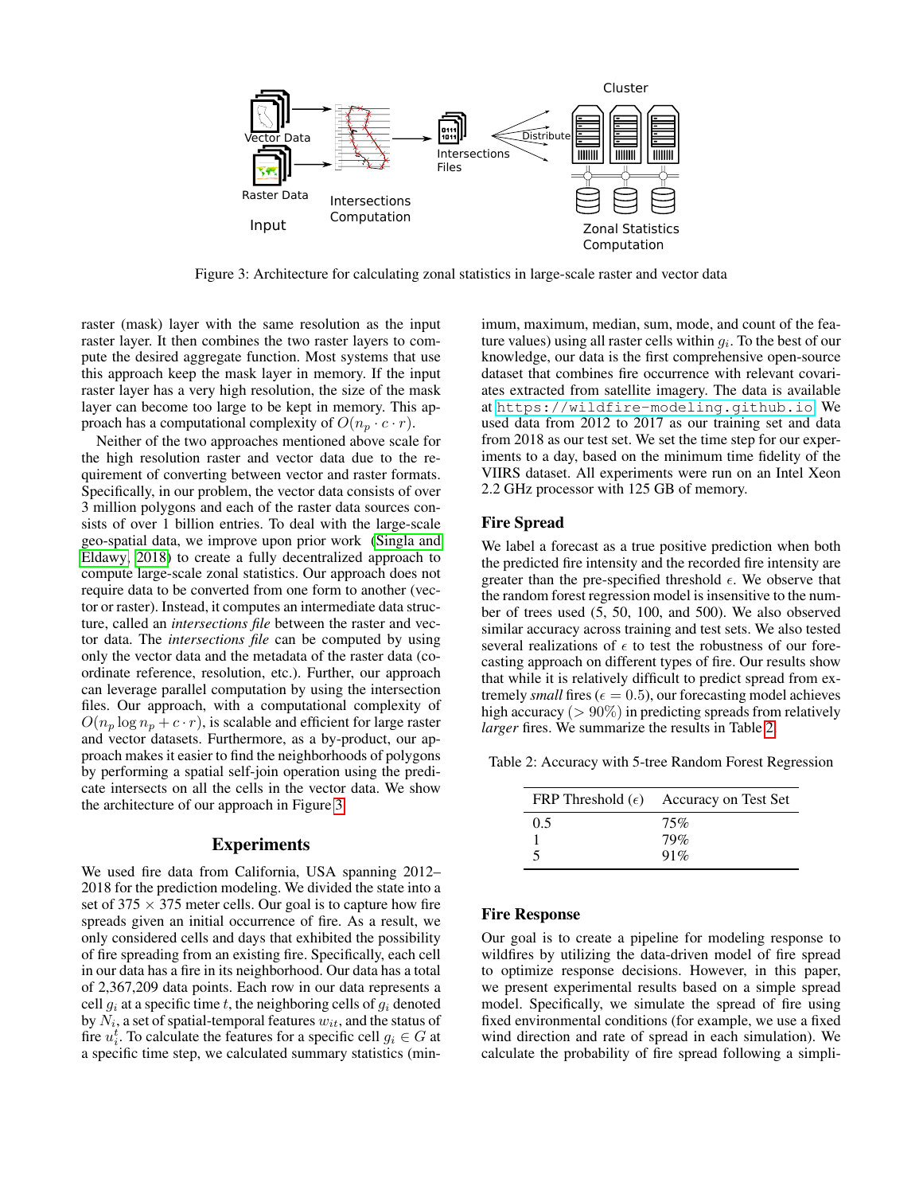Figure 3: Architecture for calculating zonal statistics in large-scale raster and vector data

raster (mask) layer with the same resolution as the input raster layer. It then combines the two raster layers to compute the desired aggregate function. Most systems that use this approach keep the mask layer in memory. If the input raster layer has a very high resolution, the size of the mask layer can become too large to be kept in memory. This approach has a computational complexity of $O(n_p \cdot c \cdot r)$.

Neither of the two approaches mentioned above scale for the high resolution raster and vector data due to the requirement of converting between vector and raster formats. Specifically, in our problem, the vector data consists of over 3 million polygons and each of the raster data sources consists of over 1 billion entries. To deal with the large-scale geo-spatial data, we improve upon prior work (Singla and Eldawy, 2018) to create a fully decentralized approach to compute large-scale zonal statistics. Our approach does not require data to be converted from one form to another (vector or raster). Instead, it computes an intermediate data structure, called an *intersections file* between the raster and vector data. The *intersections file* can be computed by using only the vector data and the metadata of the raster data (coordinate reference, resolution, etc.). Further, our approach can leverage parallel computation by using the intersection files. Our approach, with a computational complexity of $O(n_p \log n_p + c \cdot r)$, is scalable and efficient for large raster and vector datasets. Furthermore, as a by-product, our approach makes it easier to find the neighborhoods of polygons by performing a spatial self-join operation using the predicate intersects on all the cells in the vector data. We show the architecture of our approach in Figure 3.

## Experiments

We used fire data from California, USA spanning 2012–2018 for the prediction modeling. We divided the state into a set of 375 × 375 meter cells. Our goal is to capture how fire spreads given an initial occurrence of fire. As a result, we only considered cells and days that exhibited the possibility of fire spreading from an existing fire. Specifically, each cell in our data has a fire in its neighborhood. Our data has a total of 2,367,209 data points. Each row in our data represents a cell $g_i$ at a specific time $t$, the neighboring cells of $g_i$ denoted by $N_i$, a set of spatial-temporal features $w_{it}$, and the status of fire $u_i^t$. To calculate the features for a specific cell $g_i \in G$ at a specific time step, we calculated summary statistics (minimum, maximum, median, sum, mode, and count of the feature values) using all raster cells within $g_i$. To the best of our knowledge, our data is the first comprehensive open-source dataset that combines fire occurrence with relevant covariates extracted from satellite imagery. The data is available at https://wildfire-modeling.github.io. We used data from 2012 to 2017 as our training set and data from 2018 as our test set. We set the time step for our experiments to a day, based on the minimum time fidelity of the VIIRS dataset. All experiments were run on an Intel Xeon 2.2 GHz processor with 125 GB of memory.

### Fire Spread

We label a forecast as a true positive prediction when both the predicted fire intensity and the recorded fire intensity are greater than the pre-specified threshold $\epsilon$. We observe that the random forest regression model is insensitive to the number of trees used (5, 50, 100, and 500). We also observed similar accuracy across training and test sets. We also tested several realizations of $\epsilon$ to test the robustness of our forecasting approach on different types of fire. Our results show that while it is relatively difficult to predict spread from extremely *small* fires ($\epsilon = 0.5$), our forecasting model achieves high accuracy ($> 90\%$) in predicting spreads from relatively *larger* fires. We summarize the results in Table 2.

Table 2: Accuracy with 5-tree Random Forest Regression

| FRP Threshold ($\epsilon$) | Accuracy on Test Set |
|---|---|
| 0.5 | 75% |
| 1 | 79% |
| 5 | 91% |

### Fire Response

Our goal is to create a pipeline for modeling response to wildfires by utilizing the data-driven model of fire spread to optimize response decisions. However, in this paper, we present experimental results based on a simple spread model. Specifically, we simulate the spread of fire using fixed environmental conditions (for example, we use a fixed wind direction and rate of spread in each simulation). We calculate the probability of fire spread following a simpli-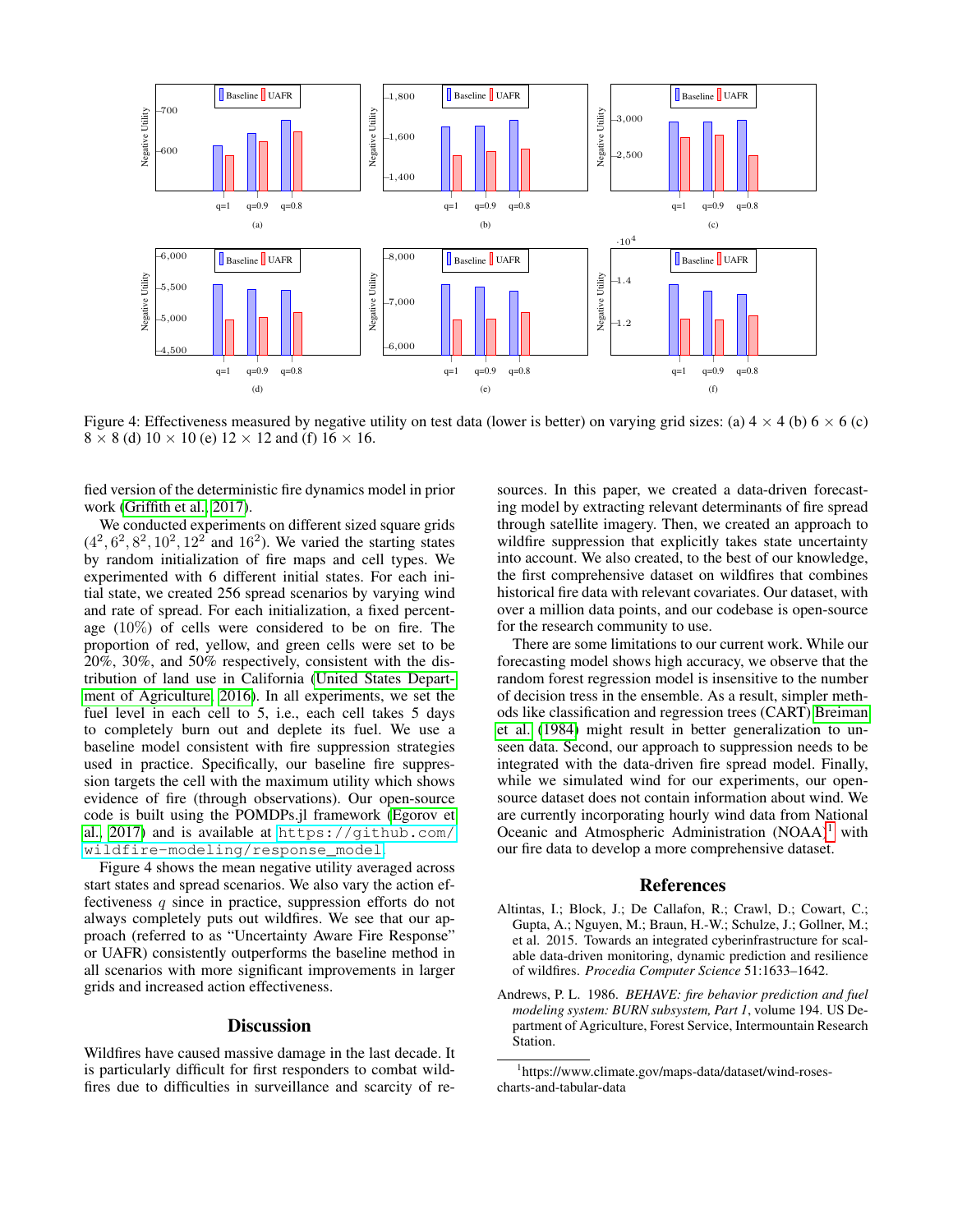Figure 4: Effectiveness measured by negative utility on test data (lower is better) on varying grid sizes: (a) $4 \times 4$ (b) $6 \times 6$ (c) $8 \times 8$ (d) $10 \times 10$ (e) $12 \times 12$ and (f) $16 \times 16$.

fied version of the deterministic fire dynamics model in prior work (Griffith et al. 2017).

We conducted experiments on different sized square grids ($4^2, 6^2, 8^2, 10^2, 12^2$ and $16^2$). We varied the starting states by random initialization of fire maps and cell types. We experimented with 6 different initial states. For each initial state, we created 256 spread scenarios by varying wind and rate of spread. For each initialization, a fixed percentage (10%) of cells were considered to be on fire. The proportion of red, yellow, and green cells were set to be 20%, 30%, and 50% respectively, consistent with the distribution of land use in California (United States Department of Agriculture 2016). In all experiments, we set the fuel level in each cell to 5, i.e., each cell takes 5 days to completely burn out and deplete its fuel. We use a baseline model consistent with fire suppression strategies used in practice. Specifically, our baseline fire suppression targets the cell with the maximum utility which shows evidence of fire (through observations). Our open-source code is built using the POMDPs.jl framework (Egorov et al. 2017) and is available at `https://github.com/wildfire-modeling/response_model`.

Figure 4 shows the mean negative utility averaged across start states and spread scenarios. We also vary the action effectiveness $q$ since in practice, suppression efforts do not always completely puts out wildfires. We see that our approach (referred to as "Uncertainty Aware Fire Response" or UAFR) consistently outperforms the baseline method in all scenarios with more significant improvements in larger grids and increased action effectiveness.

## Discussion

Wildfires have caused massive damage in the last decade. It is particularly difficult for first responders to combat wildfires due to difficulties in surveillance and scarcity of resources. In this paper, we created a data-driven forecasting model by extracting relevant determinants of fire spread through satellite imagery. Then, we created an approach to wildfire suppression that explicitly takes state uncertainty into account. We also created, to the best of our knowledge, the first comprehensive dataset on wildfires that combines historical fire data with relevant covariates. Our dataset, with over a million data points, and our codebase is open-source for the research community to use.

There are some limitations to our current work. While our forecasting model shows high accuracy, we observe that the random forest regression model is insensitive to the number of decision tress in the ensemble. As a result, simpler methods like classification and regression trees (CART) Breiman et al. (1984) might result in better generalization to unseen data. Second, our approach to suppression needs to be integrated with the data-driven fire spread model. Finally, while we simulated wind for our experiments, our open-source dataset does not contain information about wind. We are currently incorporating hourly wind data from National Oceanic and Atmospheric Administration (NOAA)[1] with our fire data to develop a more comprehensive dataset.

## References

Altintas, I.; Block, J.; De Callafon, R.; Crawl, D.; Cowart, C.; Gupta, A.; Nguyen, M.; Braun, H.-W.; Schulze, J.; Gollner, M.; et al. 2015. Towards an integrated cyberinfrastructure for scalable data-driven monitoring, dynamic prediction and resilience of wildfires. *Procedia Computer Science* 51:1633–1642.

Andrews, P. L. 1986. *BEHAVE: fire behavior prediction and fuel modeling system: BURN subsystem, Part 1*, volume 194. US Department of Agriculture, Forest Service, Intermountain Research Station.

[1] https://www.climate.gov/maps-data/dataset/wind-roses-charts-and-tabular-data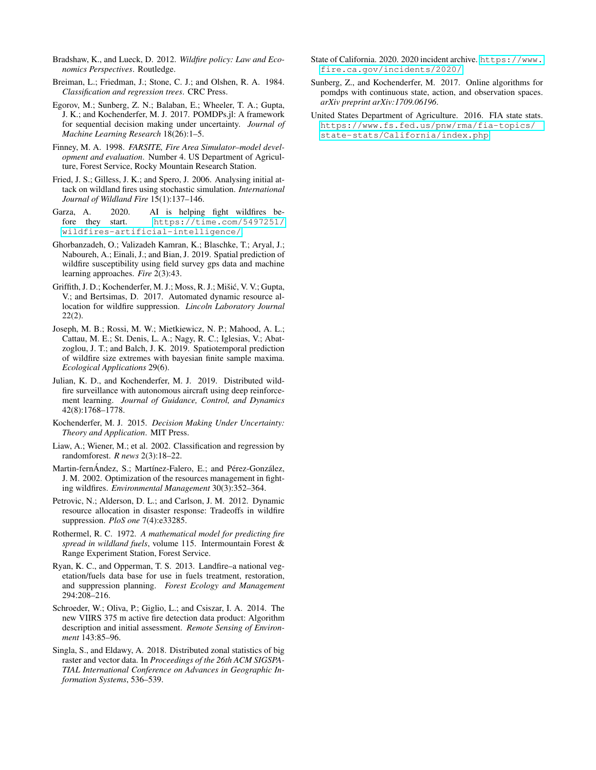Bradshaw, K., and Lueck, D. 2012. *Wildfire policy: Law and Economics Perspectives*. Routledge.

Breiman, L.; Friedman, J.; Stone, C. J.; and Olshen, R. A. 1984. *Classification and regression trees*. CRC Press.

Egorov, M.; Sunberg, Z. N.; Balaban, E.; Wheeler, T. A.; Gupta, J. K.; and Kochenderfer, M. J. 2017. POMDPs.jl: A framework for sequential decision making under uncertainty. *Journal of Machine Learning Research* 18(26):1–5.

Finney, M. A. 1998. *FARSITE, Fire Area Simulator–model development and evaluation*. Number 4. US Department of Agriculture, Forest Service, Rocky Mountain Research Station.

Fried, J. S.; Gilless, J. K.; and Spero, J. 2006. Analysing initial attack on wildland fires using stochastic simulation. *International Journal of Wildland Fire* 15(1):137–146.

Garza, A. 2020. AI is helping fight wildfires before they start. https://time.com/5497251/wildfires-artificial-intelligence/

Ghorbanzadeh, O.; Valizadeh Kamran, K.; Blaschke, T.; Aryal, J.; Naboureh, A.; Einali, J.; and Bian, J. 2019. Spatial prediction of wildfire susceptibility using field survey gps data and machine learning approaches. *Fire* 2(3):43.

Griffith, J. D.; Kochenderfer, M. J.; Moss, R. J.; Mišić, V. V.; Gupta, V.; and Bertsimas, D. 2017. Automated dynamic resource allocation for wildfire suppression. *Lincoln Laboratory Journal* 22(2).

Joseph, M. B.; Rossi, M. W.; Mietkiewicz, N. P.; Mahood, A. L.; Cattau, M. E.; St. Denis, L. A.; Nagy, R. C.; Iglesias, V.; Abatzoglou, J. T.; and Balch, J. K. 2019. Spatiotemporal prediction of wildfire size extremes with bayesian finite sample maxima. *Ecological Applications* 29(6).

Julian, K. D., and Kochenderfer, M. J. 2019. Distributed wildfire surveillance with autonomous aircraft using deep reinforcement learning. *Journal of Guidance, Control, and Dynamics* 42(8):1768–1778.

Kochenderfer, M. J. 2015. *Decision Making Under Uncertainty: Theory and Application*. MIT Press.

Liaw, A.; Wiener, M.; et al. 2002. Classification and regression by randomforest. *R news* 2(3):18–22.

Martin-fernÁndez, S.; Martínez-Falero, E.; and Pérez-González, J. M. 2002. Optimization of the resources management in fighting wildfires. *Environmental Management* 30(3):352–364.

Petrovic, N.; Alderson, D. L.; and Carlson, J. M. 2012. Dynamic resource allocation in disaster response: Tradeoffs in wildfire suppression. *PloS one* 7(4):e33285.

Rothermel, R. C. 1972. *A mathematical model for predicting fire spread in wildland fuels*, volume 115. Intermountain Forest & Range Experiment Station, Forest Service.

Ryan, K. C., and Opperman, T. S. 2013. Landfire–a national vegetation/fuels data base for use in fuels treatment, restoration, and suppression planning. *Forest Ecology and Management* 294:208–216.

Schroeder, W.; Oliva, P.; Giglio, L.; and Csiszar, I. A. 2014. The new VIIRS 375 m active fire detection data product: Algorithm description and initial assessment. *Remote Sensing of Environment* 143:85–96.

Singla, S., and Eldawy, A. 2018. Distributed zonal statistics of big raster and vector data. In *Proceedings of the 26th ACM SIGSPATIAL International Conference on Advances in Geographic Information Systems*, 536–539.

State of California. 2020. 2020 incident archive. https://www.fire.ca.gov/incidents/2020/

Sunberg, Z., and Kochenderfer, M. 2017. Online algorithms for pomdps with continuous state, action, and observation spaces. *arXiv preprint arXiv:1709.06196*.

United States Department of Agriculture. 2016. FIA state stats. https://www.fs.fed.us/pnw/rma/fia-topics/state-stats/California/index.php